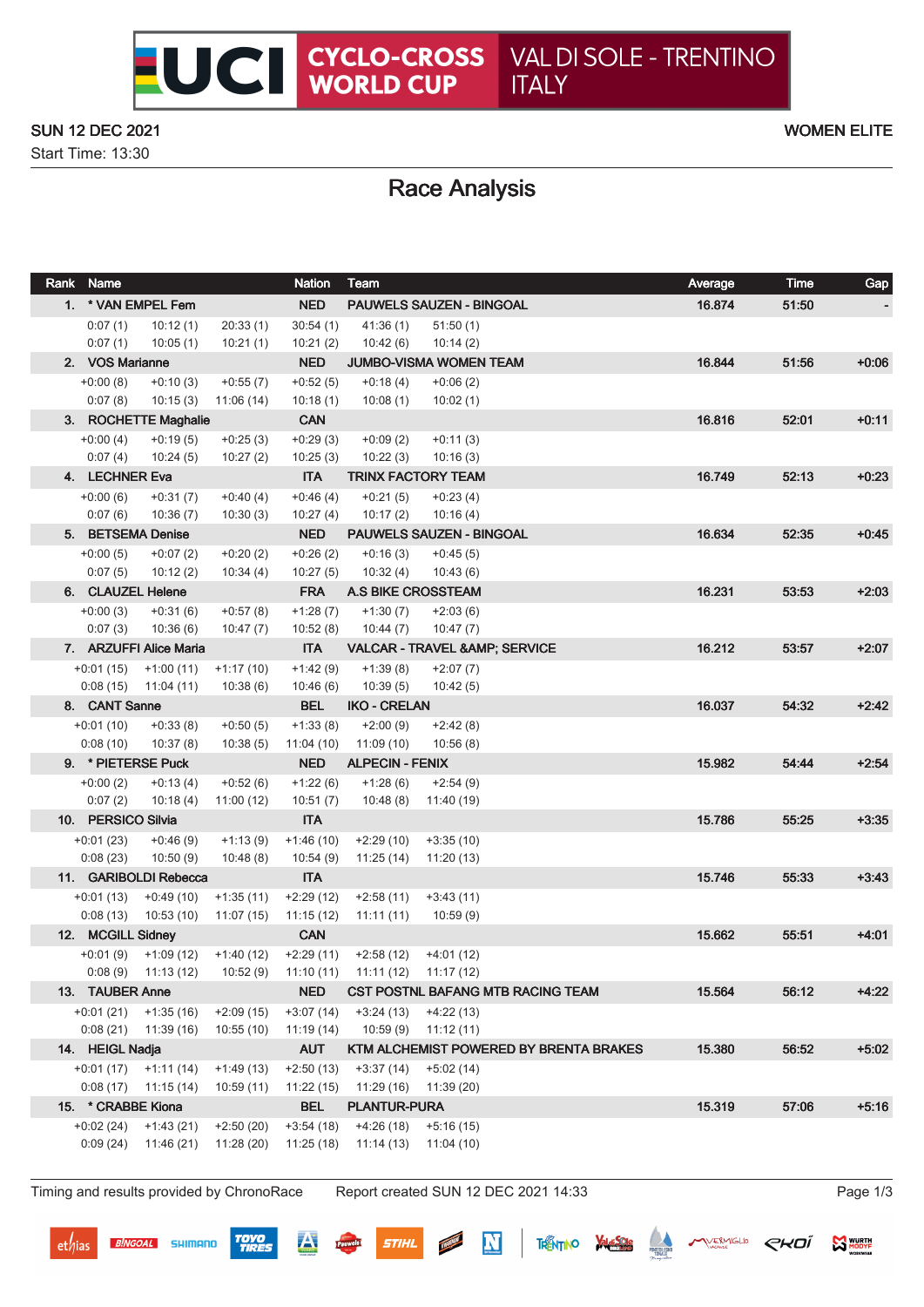# UCI CYCLO-CROSS WORLD CUP — VAL DI SOLE - TRENTINO ITALY

SUN 12 DEC 2021 — WOMEN ELITE

Start Time: 13:30

## Race Analysis

| Rank | Name | | | Nation | Team | | Average | Time | Gap |
|---|---|---|---|---|---|---|---|---|---|
| 1. | * VAN EMPEL Fem | | | NED | PAUWELS SAUZEN - BINGOAL | | 16.874 | 51:50 | - |
| 0:07 (1) | 10:12 (1) | 20:33 (1) | 30:54 (1) | 41:36 (1) | 51:50 (1) | | | | |
| 0:07 (1) | 10:05 (1) | 10:21 (1) | 10:21 (2) | 10:42 (6) | 10:14 (2) | | | | |
| 2. | VOS Marianne | | | NED | JUMBO-VISMA WOMEN TEAM | | 16.844 | 51:56 | +0:06 |
| +0:00 (8) | +0:10 (3) | +0:55 (7) | +0:52 (5) | +0:18 (4) | +0:06 (2) | | | | |
| 0:07 (8) | 10:15 (3) | 11:06 (14) | 10:18 (1) | 10:08 (1) | 10:02 (1) | | | | |
| 3. | ROCHETTE Maghalie | | | CAN | | | 16.816 | 52:01 | +0:11 |
| +0:00 (4) | +0:19 (5) | +0:25 (3) | +0:29 (3) | +0:09 (2) | +0:11 (3) | | | | |
| 0:07 (4) | 10:24 (5) | 10:27 (2) | 10:25 (3) | 10:22 (3) | 10:16 (3) | | | | |
| 4. | LECHNER Eva | | | ITA | TRINX FACTORY TEAM | | 16.749 | 52:13 | +0:23 |
| +0:00 (6) | +0:31 (7) | +0:40 (4) | +0:46 (4) | +0:21 (5) | +0:23 (4) | | | | |
| 0:07 (6) | 10:36 (7) | 10:30 (3) | 10:27 (4) | 10:17 (2) | 10:16 (4) | | | | |
| 5. | BETSEMA Denise | | | NED | PAUWELS SAUZEN - BINGOAL | | 16.634 | 52:35 | +0:45 |
| +0:00 (5) | +0:07 (2) | +0:20 (2) | +0:26 (2) | +0:16 (3) | +0:45 (5) | | | | |
| 0:07 (5) | 10:12 (2) | 10:34 (4) | 10:27 (5) | 10:32 (4) | 10:43 (6) | | | | |
| 6. | CLAUZEL Helene | | | FRA | A.S BIKE CROSSTEAM | | 16.231 | 53:53 | +2:03 |
| +0:00 (3) | +0:31 (6) | +0:57 (8) | +1:28 (7) | +1:30 (7) | +2:03 (6) | | | | |
| 0:07 (3) | 10:36 (6) | 10:47 (7) | 10:52 (8) | 10:44 (7) | 10:47 (7) | | | | |
| 7. | ARZUFFI Alice Maria | | | ITA | VALCAR - TRAVEL &AMP; SERVICE | | 16.212 | 53:57 | +2:07 |
| +0:01 (15) | +1:00 (11) | +1:17 (10) | +1:42 (9) | +1:39 (8) | +2:07 (7) | | | | |
| 0:08 (15) | 11:04 (11) | 10:38 (6) | 10:46 (6) | 10:39 (5) | 10:42 (5) | | | | |
| 8. | CANT Sanne | | | BEL | IKO - CRELAN | | 16.037 | 54:32 | +2:42 |
| +0:01 (10) | +0:33 (8) | +0:50 (5) | +1:33 (8) | +2:00 (9) | +2:42 (8) | | | | |
| 0:08 (10) | 10:37 (8) | 10:38 (5) | 11:04 (10) | 11:09 (10) | 10:56 (8) | | | | |
| 9. | * PIETERSE Puck | | | NED | ALPECIN - FENIX | | 15.982 | 54:44 | +2:54 |
| +0:00 (2) | +0:13 (4) | +0:52 (6) | +1:22 (6) | +1:28 (6) | +2:54 (9) | | | | |
| 0:07 (2) | 10:18 (4) | 11:00 (12) | 10:51 (7) | 10:48 (8) | 11:40 (19) | | | | |
| 10. | PERSICO Silvia | | | ITA | | | 15.786 | 55:25 | +3:35 |
| +0:01 (23) | +0:46 (9) | +1:13 (9) | +1:46 (10) | +2:29 (10) | +3:35 (10) | | | | |
| 0:08 (23) | 10:50 (9) | 10:48 (8) | 10:54 (9) | 11:25 (14) | 11:20 (13) | | | | |
| 11. | GARIBOLDI Rebecca | | | ITA | | | 15.746 | 55:33 | +3:43 |
| +0:01 (13) | +0:49 (10) | +1:35 (11) | +2:29 (12) | +2:58 (11) | +3:43 (11) | | | | |
| 0:08 (13) | 10:53 (10) | 11:07 (15) | 11:15 (12) | 11:11 (11) | 10:59 (9) | | | | |
| 12. | MCGILL Sidney | | | CAN | | | 15.662 | 55:51 | +4:01 |
| +0:01 (9) | +1:09 (12) | +1:40 (12) | +2:29 (11) | +2:58 (12) | +4:01 (12) | | | | |
| 0:08 (9) | 11:13 (12) | 10:52 (9) | 11:10 (11) | 11:11 (12) | 11:17 (12) | | | | |
| 13. | TAUBER Anne | | | NED | CST POSTNL BAFANG MTB RACING TEAM | | 15.564 | 56:12 | +4:22 |
| +0:01 (21) | +1:35 (16) | +2:09 (15) | +3:07 (14) | +3:24 (13) | +4:22 (13) | | | | |
| 0:08 (21) | 11:39 (16) | 10:55 (10) | 11:19 (14) | 10:59 (9) | 11:12 (11) | | | | |
| 14. | HEIGL Nadja | | | AUT | KTM ALCHEMIST POWERED BY BRENTA BRAKES | | 15.380 | 56:52 | +5:02 |
| +0:01 (17) | +1:11 (14) | +1:49 (13) | +2:50 (13) | +3:37 (14) | +5:02 (14) | | | | |
| 0:08 (17) | 11:15 (14) | 10:59 (11) | 11:22 (15) | 11:29 (16) | 11:39 (20) | | | | |
| 15. | * CRABBE Kiona | | | BEL | PLANTUR-PURA | | 15.319 | 57:06 | +5:16 |
| +0:02 (24) | +1:43 (21) | +2:50 (20) | +3:54 (18) | +4:26 (18) | +5:16 (15) | | | | |
| 0:09 (24) | 11:46 (21) | 11:28 (20) | 11:25 (18) | 11:14 (13) | 11:04 (10) | | | | |

Timing and results provided by ChronoRace — Report created SUN 12 DEC 2021 14:33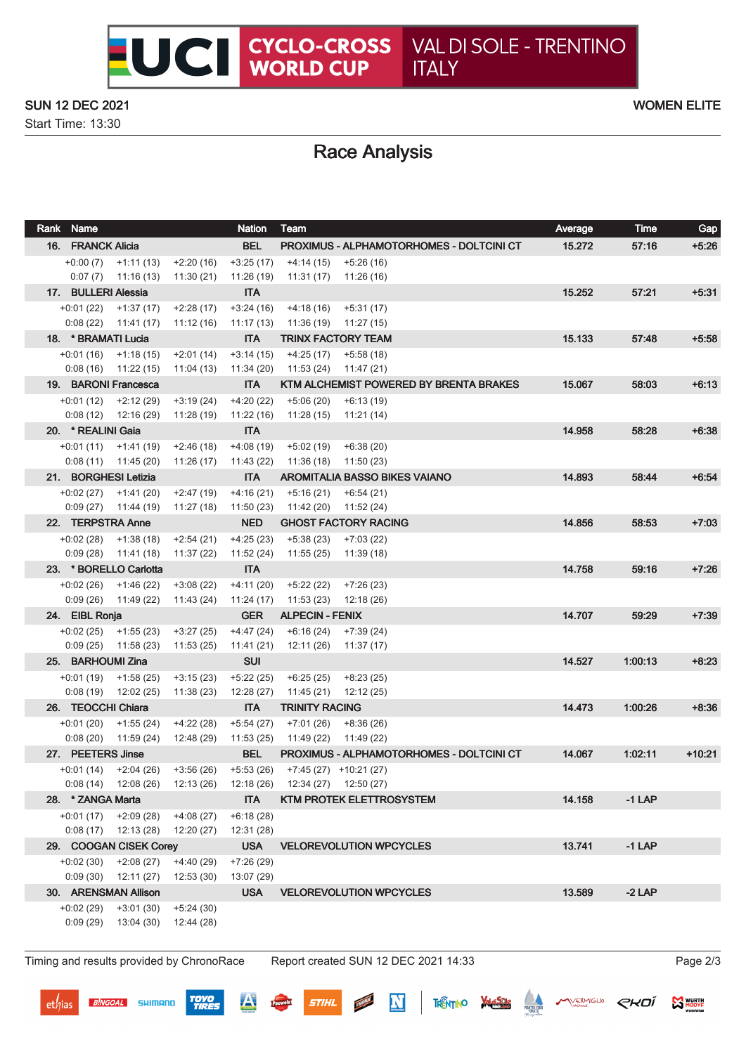# UCI CYCLO-CROSS WORLD CUP VAL DI SOLE - TRENTINO ITALY

SUN 12 DEC 2021 — WOMEN ELITE

Start Time: 13:30

## Race Analysis

| Rank | Name | | | Nation | Team | | Average | Time | Gap |
|---|---|---|---|---|---|---|---|---|---|
| 16. | FRANCK Alicia | | | BEL | PROXIMUS - ALPHAMOTORHOMES - DOLTCINI CT | | 15.272 | 57:16 | +5:26 |
| | +0:00 (7) | +1:11 (13) | +2:20 (16) | +3:25 (17) | +4:14 (15) | +5:26 (16) | | | |
| | 0:07 (7) | 11:16 (13) | 11:30 (21) | 11:26 (19) | 11:31 (17) | 11:26 (16) | | | |
| 17. | BULLERI Alessia | | | ITA | | | 15.252 | 57:21 | +5:31 |
| | +0:01 (22) | +1:37 (17) | +2:28 (17) | +3:24 (16) | +4:18 (16) | +5:31 (17) | | | |
| | 0:08 (22) | 11:41 (17) | 11:12 (16) | 11:17 (13) | 11:36 (19) | 11:27 (15) | | | |
| 18. | * BRAMATI Lucia | | | ITA | TRINX FACTORY TEAM | | 15.133 | 57:48 | +5:58 |
| | +0:01 (16) | +1:18 (15) | +2:01 (14) | +3:14 (15) | +4:25 (17) | +5:58 (18) | | | |
| | 0:08 (16) | 11:22 (15) | 11:04 (13) | 11:34 (20) | 11:53 (24) | 11:47 (21) | | | |
| 19. | BARONI Francesca | | | ITA | KTM ALCHEMIST POWERED BY BRENTA BRAKES | | 15.067 | 58:03 | +6:13 |
| | +0:01 (12) | +2:12 (29) | +3:19 (24) | +4:20 (22) | +5:06 (20) | +6:13 (19) | | | |
| | 0:08 (12) | 12:16 (29) | 11:28 (19) | 11:22 (16) | 11:28 (15) | 11:21 (14) | | | |
| 20. | * REALINI Gaia | | | ITA | | | 14.958 | 58:28 | +6:38 |
| | +0:01 (11) | +1:41 (19) | +2:46 (18) | +4:08 (19) | +5:02 (19) | +6:38 (20) | | | |
| | 0:08 (11) | 11:45 (20) | 11:26 (17) | 11:43 (22) | 11:36 (18) | 11:50 (23) | | | |
| 21. | BORGHESI Letizia | | | ITA | AROMITALIA BASSO BIKES VAIANO | | 14.893 | 58:44 | +6:54 |
| | +0:02 (27) | +1:41 (20) | +2:47 (19) | +4:16 (21) | +5:16 (21) | +6:54 (21) | | | |
| | 0:09 (27) | 11:44 (19) | 11:27 (18) | 11:50 (23) | 11:42 (20) | 11:52 (24) | | | |
| 22. | TERPSTRA Anne | | | NED | GHOST FACTORY RACING | | 14.856 | 58:53 | +7:03 |
| | +0:02 (28) | +1:38 (18) | +2:54 (21) | +4:25 (23) | +5:38 (23) | +7:03 (22) | | | |
| | 0:09 (28) | 11:41 (18) | 11:37 (22) | 11:52 (24) | 11:55 (25) | 11:39 (18) | | | |
| 23. | * BORELLO Carlotta | | | ITA | | | 14.758 | 59:16 | +7:26 |
| | +0:02 (26) | +1:46 (22) | +3:08 (22) | +4:11 (20) | +5:22 (22) | +7:26 (23) | | | |
| | 0:09 (26) | 11:49 (22) | 11:43 (24) | 11:24 (17) | 11:53 (23) | 12:18 (26) | | | |
| 24. | EIBL Ronja | | | GER | ALPECIN - FENIX | | 14.707 | 59:29 | +7:39 |
| | +0:02 (25) | +1:55 (23) | +3:27 (25) | +4:47 (24) | +6:16 (24) | +7:39 (24) | | | |
| | 0:09 (25) | 11:58 (23) | 11:53 (25) | 11:41 (21) | 12:11 (26) | 11:37 (17) | | | |
| 25. | BARHOUMI Zina | | | SUI | | | 14.527 | 1:00:13 | +8:23 |
| | +0:01 (19) | +1:58 (25) | +3:15 (23) | +5:22 (25) | +6:25 (25) | +8:23 (25) | | | |
| | 0:08 (19) | 12:02 (25) | 11:38 (23) | 12:28 (27) | 11:45 (21) | 12:12 (25) | | | |
| 26. | TEOCCHI Chiara | | | ITA | TRINITY RACING | | 14.473 | 1:00:26 | +8:36 |
| | +0:01 (20) | +1:55 (24) | +4:22 (28) | +5:54 (27) | +7:01 (26) | +8:36 (26) | | | |
| | 0:08 (20) | 11:59 (24) | 12:48 (29) | 11:53 (25) | 11:49 (22) | 11:49 (22) | | | |
| 27. | PEETERS Jinse | | | BEL | PROXIMUS - ALPHAMOTORHOMES - DOLTCINI CT | | 14.067 | 1:02:11 | +10:21 |
| | +0:01 (14) | +2:04 (26) | +3:56 (26) | +5:53 (26) | +7:45 (27) | +10:21 (27) | | | |
| | 0:08 (14) | 12:08 (26) | 12:13 (26) | 12:18 (26) | 12:34 (27) | 12:50 (27) | | | |
| 28. | * ZANGA Marta | | | ITA | KTM PROTEK ELETTROSYSTEM | | 14.158 | -1 LAP | |
| | +0:01 (17) | +2:09 (28) | +4:08 (27) | +6:18 (28) | | | | | |
| | 0:08 (17) | 12:13 (28) | 12:20 (27) | 12:31 (28) | | | | | |
| 29. | COOGAN CISEK Corey | | | USA | VELOREVOLUTION WPCYCLES | | 13.741 | -1 LAP | |
| | +0:02 (30) | +2:08 (27) | +4:40 (29) | +7:26 (29) | | | | | |
| | 0:09 (30) | 12:11 (27) | 12:53 (30) | 13:07 (29) | | | | | |
| 30. | ARENSMAN Allison | | | USA | VELOREVOLUTION WPCYCLES | | 13.589 | -2 LAP | |
| | +0:02 (29) | +3:01 (30) | +5:24 (30) | | | | | | |
| | 0:09 (29) | 13:04 (30) | 12:44 (28) | | | | | | |

Timing and results provided by ChronoRace — Report created SUN 12 DEC 2021 14:33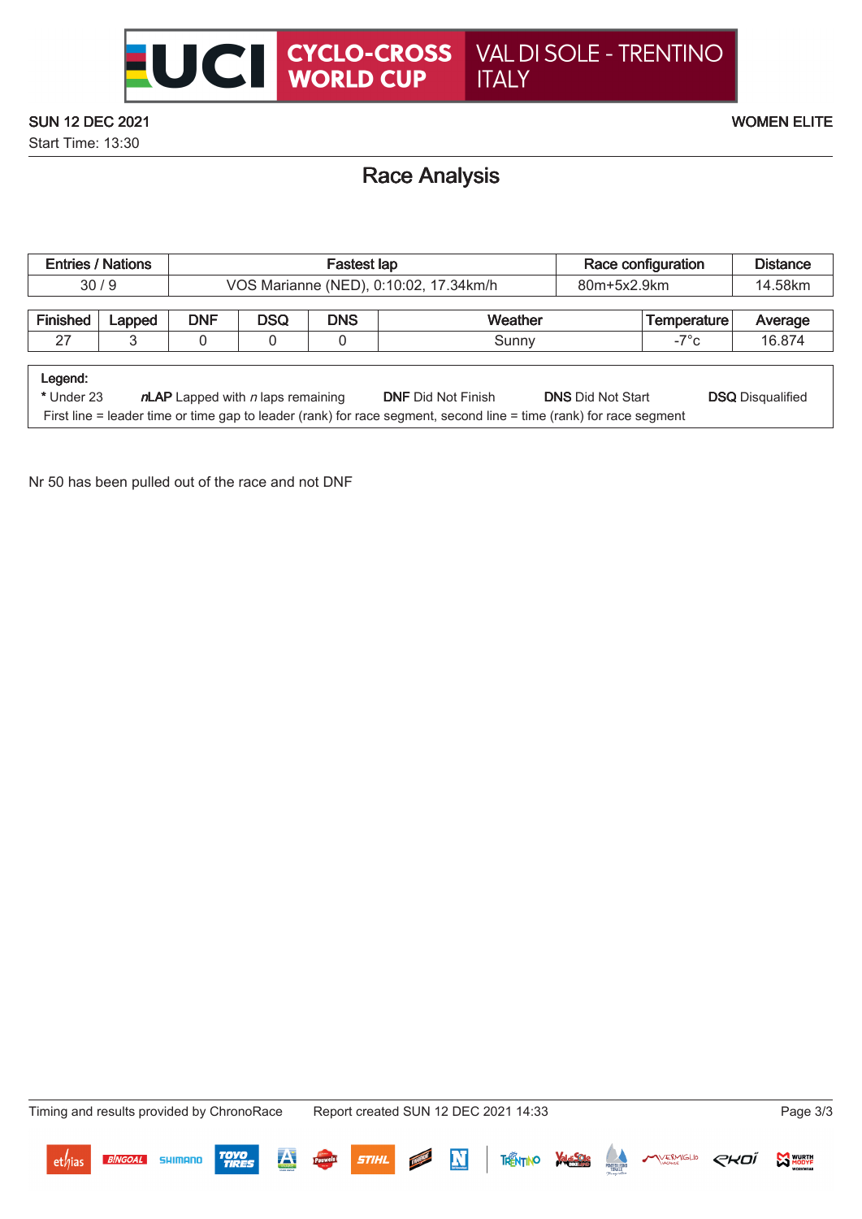# UCI CYCLO-CROSS WORLD CUP VAL DI SOLE - TRENTINO ITALY

SUN 12 DEC 2021

WOMEN ELITE

Start Time: 13:30

## Race Analysis

| Entries / Nations | Fastest lap | Race configuration | Distance |
|---|---|---|---|
| 30 / 9 | VOS Marianne (NED), 0:10:02, 17.34km/h | 80m+5x2.9km | 14.58km |

| Finished | Lapped | DNF | DSQ | DNS | Weather | Temperature | Average |
|---|---|---|---|---|---|---|---|
| 27 | 3 | 0 | 0 | 0 | Sunny | -7°c | 16.874 |

**Legend:**
**\*** Under 23 — ***n*LAP** Lapped with *n* laps remaining — **DNF** Did Not Finish — **DNS** Did Not Start — **DSQ** Disqualified
First line = leader time or time gap to leader (rank) for race segment, second line = time (rank) for race segment

Nr 50 has been pulled out of the race and not DNF

Timing and results provided by ChronoRace — Report created SUN 12 DEC 2021 14:33